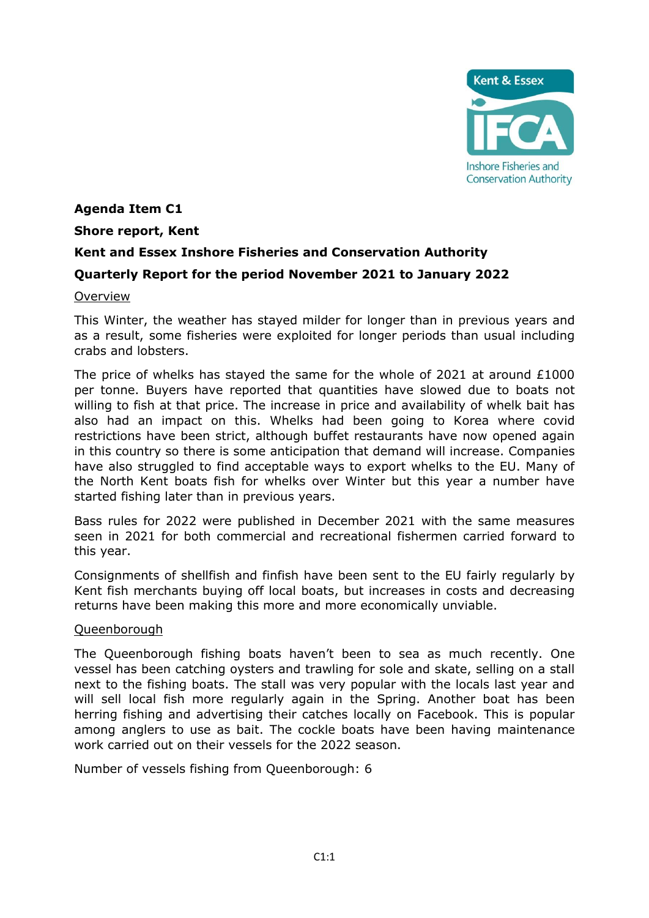**Agenda Item C1**

**Shore report, Kent**

**Kent and Essex Inshore Fisheries and Conservation Authority**

**Quarterly Report for the period November 2021 to January 2022**

## Overview

This Winter, the weather has stayed milder for longer than in previous years and as a result, some fisheries were exploited for longer periods than usual including crabs and lobsters.

The price of whelks has stayed the same for the whole of 2021 at around £1000 per tonne. Buyers have reported that quantities have slowed due to boats not willing to fish at that price. The increase in price and availability of whelk bait has also had an impact on this. Whelks had been going to Korea where covid restrictions have been strict, although buffet restaurants have now opened again in this country so there is some anticipation that demand will increase. Companies have also struggled to find acceptable ways to export whelks to the EU. Many of the North Kent boats fish for whelks over Winter but this year a number have started fishing later than in previous years.

Bass rules for 2022 were published in December 2021 with the same measures seen in 2021 for both commercial and recreational fishermen carried forward to this year.

Consignments of shellfish and finfish have been sent to the EU fairly regularly by Kent fish merchants buying off local boats, but increases in costs and decreasing returns have been making this more and more economically unviable.

## Queenborough

The Queenborough fishing boats haven't been to sea as much recently. One vessel has been catching oysters and trawling for sole and skate, selling on a stall next to the fishing boats. The stall was very popular with the locals last year and will sell local fish more regularly again in the Spring. Another boat has been herring fishing and advertising their catches locally on Facebook. This is popular among anglers to use as bait. The cockle boats have been having maintenance work carried out on their vessels for the 2022 season.

Number of vessels fishing from Queenborough: 6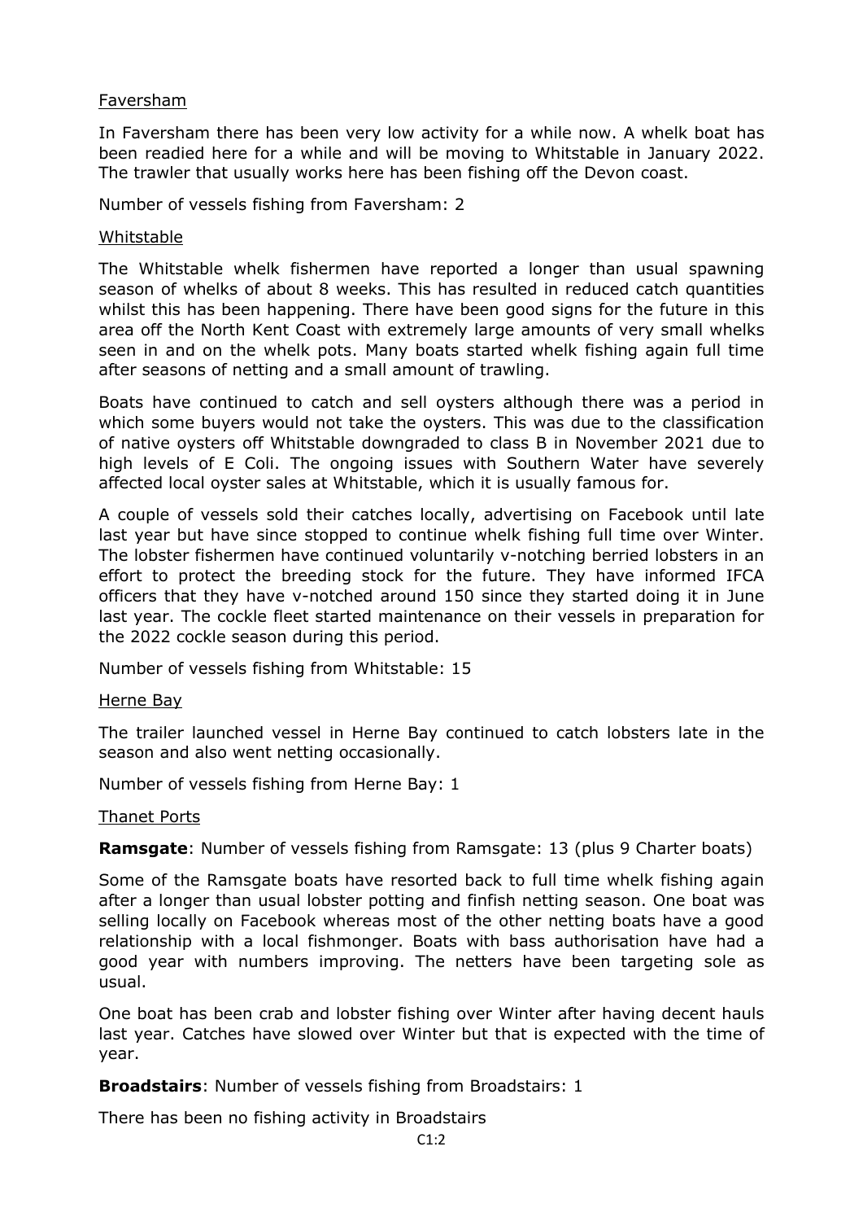Faversham

In Faversham there has been very low activity for a while now. A whelk boat has been readied here for a while and will be moving to Whitstable in January 2022. The trawler that usually works here has been fishing off the Devon coast.

Number of vessels fishing from Faversham: 2

Whitstable

The Whitstable whelk fishermen have reported a longer than usual spawning season of whelks of about 8 weeks. This has resulted in reduced catch quantities whilst this has been happening. There have been good signs for the future in this area off the North Kent Coast with extremely large amounts of very small whelks seen in and on the whelk pots. Many boats started whelk fishing again full time after seasons of netting and a small amount of trawling.

Boats have continued to catch and sell oysters although there was a period in which some buyers would not take the oysters. This was due to the classification of native oysters off Whitstable downgraded to class B in November 2021 due to high levels of E Coli. The ongoing issues with Southern Water have severely affected local oyster sales at Whitstable, which it is usually famous for.

A couple of vessels sold their catches locally, advertising on Facebook until late last year but have since stopped to continue whelk fishing full time over Winter. The lobster fishermen have continued voluntarily v-notching berried lobsters in an effort to protect the breeding stock for the future. They have informed IFCA officers that they have v-notched around 150 since they started doing it in June last year. The cockle fleet started maintenance on their vessels in preparation for the 2022 cockle season during this period.

Number of vessels fishing from Whitstable: 15

Herne Bay

The trailer launched vessel in Herne Bay continued to catch lobsters late in the season and also went netting occasionally.

Number of vessels fishing from Herne Bay: 1

Thanet Ports

**Ramsgate**: Number of vessels fishing from Ramsgate: 13 (plus 9 Charter boats)

Some of the Ramsgate boats have resorted back to full time whelk fishing again after a longer than usual lobster potting and finfish netting season. One boat was selling locally on Facebook whereas most of the other netting boats have a good relationship with a local fishmonger. Boats with bass authorisation have had a good year with numbers improving. The netters have been targeting sole as usual.

One boat has been crab and lobster fishing over Winter after having decent hauls last year. Catches have slowed over Winter but that is expected with the time of year.

**Broadstairs**: Number of vessels fishing from Broadstairs: 1

There has been no fishing activity in Broadstairs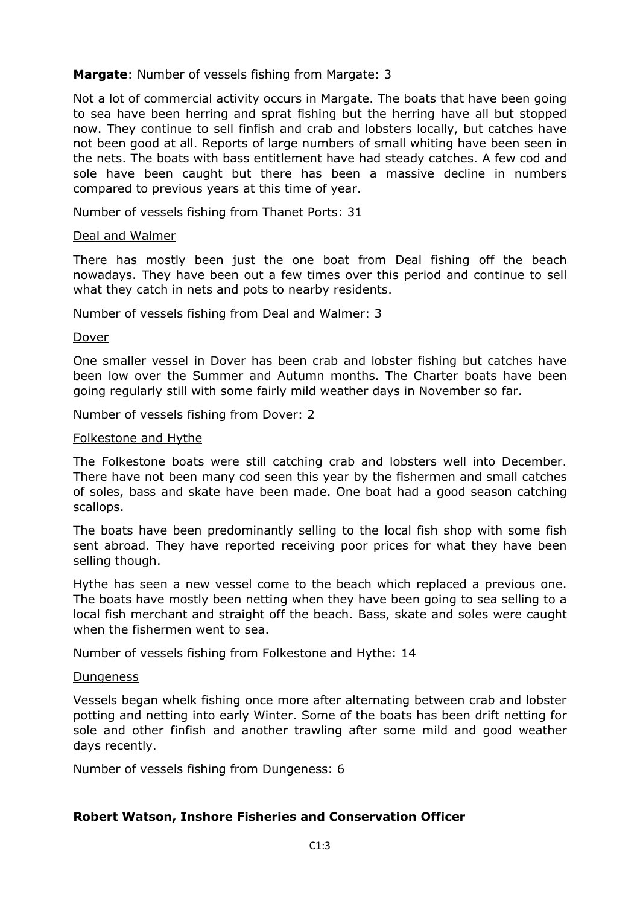**Margate**: Number of vessels fishing from Margate: 3

Not a lot of commercial activity occurs in Margate. The boats that have been going to sea have been herring and sprat fishing but the herring have all but stopped now. They continue to sell finfish and crab and lobsters locally, but catches have not been good at all. Reports of large numbers of small whiting have been seen in the nets. The boats with bass entitlement have had steady catches. A few cod and sole have been caught but there has been a massive decline in numbers compared to previous years at this time of year.

Number of vessels fishing from Thanet Ports: 31

Deal and Walmer

There has mostly been just the one boat from Deal fishing off the beach nowadays. They have been out a few times over this period and continue to sell what they catch in nets and pots to nearby residents.

Number of vessels fishing from Deal and Walmer: 3

Dover

One smaller vessel in Dover has been crab and lobster fishing but catches have been low over the Summer and Autumn months. The Charter boats have been going regularly still with some fairly mild weather days in November so far.

Number of vessels fishing from Dover: 2

Folkestone and Hythe

The Folkestone boats were still catching crab and lobsters well into December. There have not been many cod seen this year by the fishermen and small catches of soles, bass and skate have been made. One boat had a good season catching scallops.

The boats have been predominantly selling to the local fish shop with some fish sent abroad. They have reported receiving poor prices for what they have been selling though.

Hythe has seen a new vessel come to the beach which replaced a previous one. The boats have mostly been netting when they have been going to sea selling to a local fish merchant and straight off the beach. Bass, skate and soles were caught when the fishermen went to sea.

Number of vessels fishing from Folkestone and Hythe: 14

Dungeness

Vessels began whelk fishing once more after alternating between crab and lobster potting and netting into early Winter. Some of the boats has been drift netting for sole and other finfish and another trawling after some mild and good weather days recently.

Number of vessels fishing from Dungeness: 6

**Robert Watson, Inshore Fisheries and Conservation Officer**